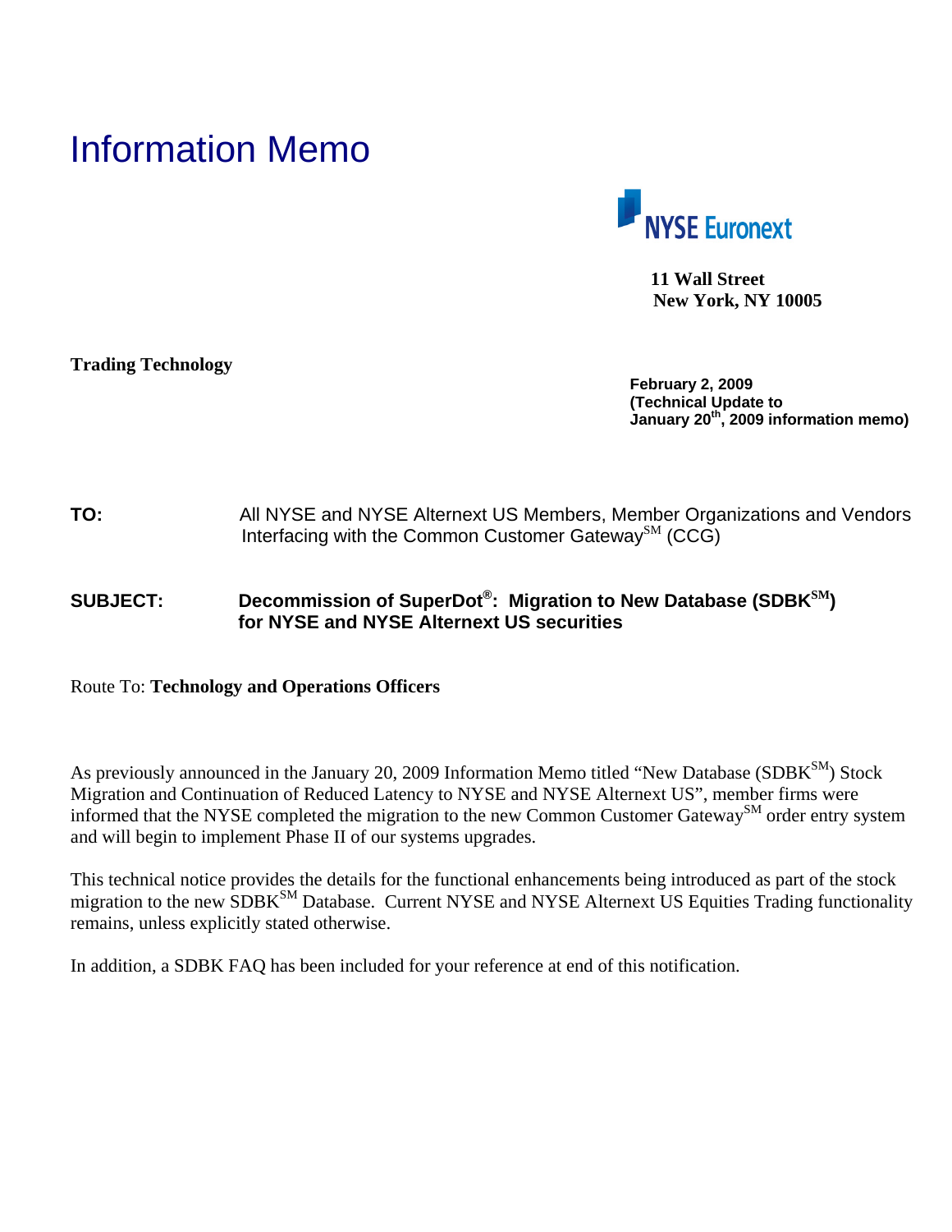# Information Memo

**NYSE Euronext**

**11 Wall Street**
**New York, NY 10005**

**Trading Technology**

**February 2, 2009**
**(Technical Update to January 20th, 2009 information memo)**

**TO:** All NYSE and NYSE Alternext US Members, Member Organizations and Vendors Interfacing with the Common Customer Gateway[SM] (CCG)

**SUBJECT:** **Decommission of SuperDot®: Migration to New Database (SDBK[SM]) for NYSE and NYSE Alternext US securities**

Route To: **Technology and Operations Officers**

As previously announced in the January 20, 2009 Information Memo titled "New Database (SDBK[SM]) Stock Migration and Continuation of Reduced Latency to NYSE and NYSE Alternext US", member firms were informed that the NYSE completed the migration to the new Common Customer Gateway[SM] order entry system and will begin to implement Phase II of our systems upgrades.

This technical notice provides the details for the functional enhancements being introduced as part of the stock migration to the new SDBK[SM] Database. Current NYSE and NYSE Alternext US Equities Trading functionality remains, unless explicitly stated otherwise.

In addition, a SDBK FAQ has been included for your reference at end of this notification.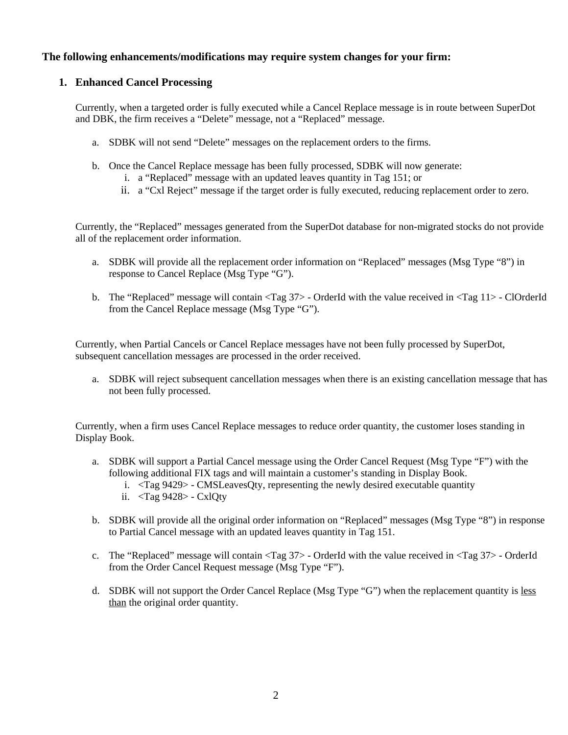**The following enhancements/modifications may require system changes for your firm:**

## 1. Enhanced Cancel Processing

Currently, when a targeted order is fully executed while a Cancel Replace message is in route between SuperDot and DBK, the firm receives a "Delete" message, not a "Replaced" message.

a. SDBK will not send "Delete" messages on the replacement orders to the firms.

b. Once the Cancel Replace message has been fully processed, SDBK will now generate:
   i. a "Replaced" message with an updated leaves quantity in Tag 151; or
   ii. a "Cxl Reject" message if the target order is fully executed, reducing replacement order to zero.

Currently, the "Replaced" messages generated from the SuperDot database for non-migrated stocks do not provide all of the replacement order information.

a. SDBK will provide all the replacement order information on "Replaced" messages (Msg Type "8") in response to Cancel Replace (Msg Type "G").

b. The "Replaced" message will contain <Tag 37> - OrderId with the value received in <Tag 11> - ClOrderId from the Cancel Replace message (Msg Type "G").

Currently, when Partial Cancels or Cancel Replace messages have not been fully processed by SuperDot, subsequent cancellation messages are processed in the order received.

a. SDBK will reject subsequent cancellation messages when there is an existing cancellation message that has not been fully processed.

Currently, when a firm uses Cancel Replace messages to reduce order quantity, the customer loses standing in Display Book.

a. SDBK will support a Partial Cancel message using the Order Cancel Request (Msg Type "F") with the following additional FIX tags and will maintain a customer's standing in Display Book.
   i. <Tag 9429> - CMSLeavesQty, representing the newly desired executable quantity
   ii. <Tag 9428> - CxlQty

b. SDBK will provide all the original order information on "Replaced" messages (Msg Type "8") in response to Partial Cancel message with an updated leaves quantity in Tag 151.

c. The "Replaced" message will contain <Tag 37> - OrderId with the value received in <Tag 37> - OrderId from the Order Cancel Request message (Msg Type "F").

d. SDBK will not support the Order Cancel Replace (Msg Type "G") when the replacement quantity is <u>less than</u> the original order quantity.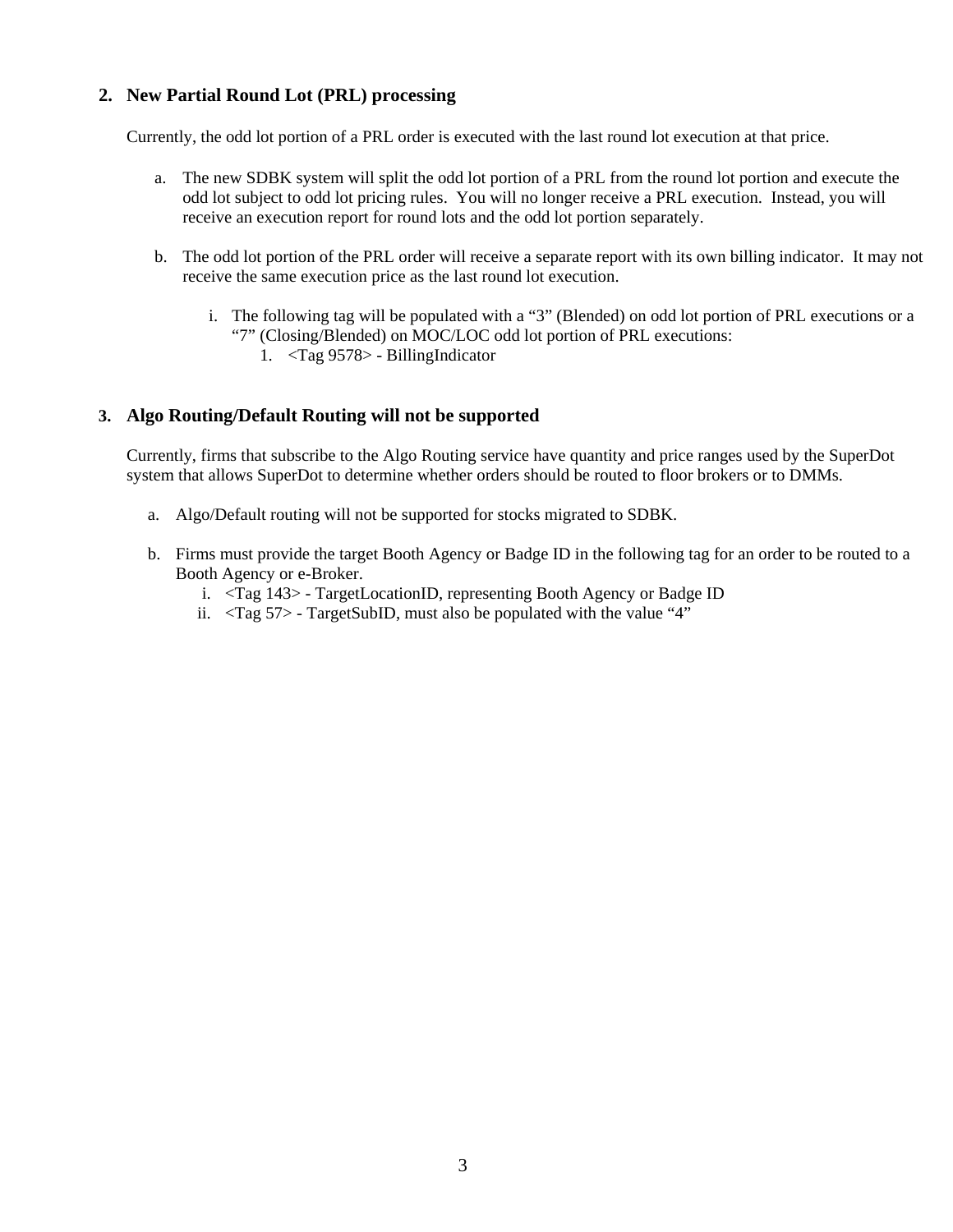## 2. New Partial Round Lot (PRL) processing

Currently, the odd lot portion of a PRL order is executed with the last round lot execution at that price.

a. The new SDBK system will split the odd lot portion of a PRL from the round lot portion and execute the odd lot subject to odd lot pricing rules. You will no longer receive a PRL execution. Instead, you will receive an execution report for round lots and the odd lot portion separately.

b. The odd lot portion of the PRL order will receive a separate report with its own billing indicator. It may not receive the same execution price as the last round lot execution.

   i. The following tag will be populated with a “3” (Blended) on odd lot portion of PRL executions or a “7” (Closing/Blended) on MOC/LOC odd lot portion of PRL executions:

      1. <Tag 9578> - BillingIndicator

## 3. Algo Routing/Default Routing will not be supported

Currently, firms that subscribe to the Algo Routing service have quantity and price ranges used by the SuperDot system that allows SuperDot to determine whether orders should be routed to floor brokers or to DMMs.

a. Algo/Default routing will not be supported for stocks migrated to SDBK.

b. Firms must provide the target Booth Agency or Badge ID in the following tag for an order to be routed to a Booth Agency or e-Broker.

   i. <Tag 143> - TargetLocationID, representing Booth Agency or Badge ID

   ii. <Tag 57> - TargetSubID, must also be populated with the value “4”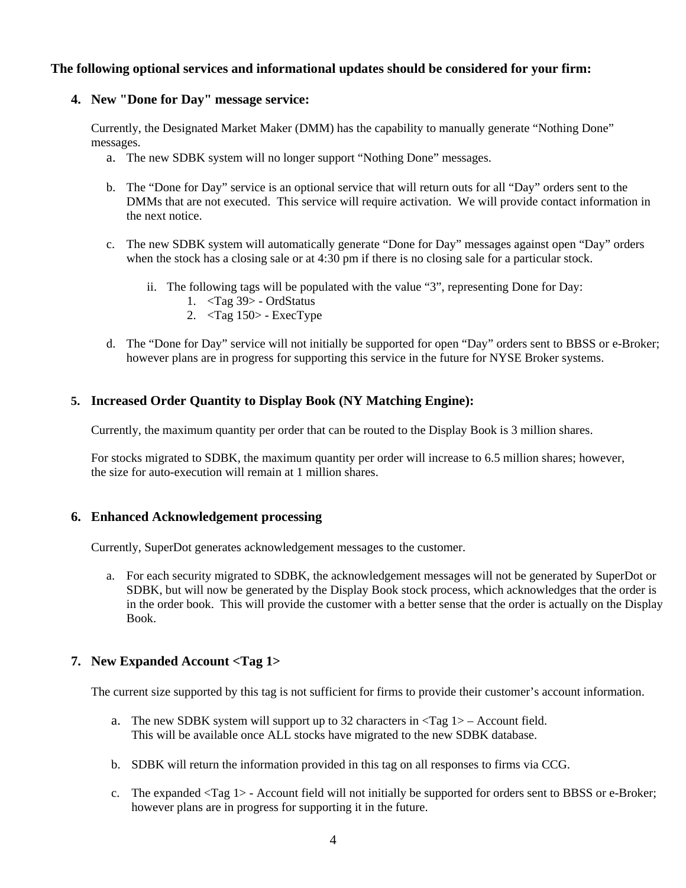**The following optional services and informational updates should be considered for your firm:**

4. **New "Done for Day" message service:**

   Currently, the Designated Market Maker (DMM) has the capability to manually generate "Nothing Done" messages.

   a. The new SDBK system will no longer support "Nothing Done" messages.

   b. The "Done for Day" service is an optional service that will return outs for all "Day" orders sent to the DMMs that are not executed. This service will require activation. We will provide contact information in the next notice.

   c. The new SDBK system will automatically generate "Done for Day" messages against open "Day" orders when the stock has a closing sale or at 4:30 pm if there is no closing sale for a particular stock.

      ii. The following tags will be populated with the value "3", representing Done for Day:
         1. <Tag 39> - OrdStatus
         2. <Tag 150> - ExecType

   d. The "Done for Day" service will not initially be supported for open "Day" orders sent to BBSS or e-Broker; however plans are in progress for supporting this service in the future for NYSE Broker systems.

5. **Increased Order Quantity to Display Book (NY Matching Engine):**

   Currently, the maximum quantity per order that can be routed to the Display Book is 3 million shares.

   For stocks migrated to SDBK, the maximum quantity per order will increase to 6.5 million shares; however, the size for auto-execution will remain at 1 million shares.

6. **Enhanced Acknowledgement processing**

   Currently, SuperDot generates acknowledgement messages to the customer.

   a. For each security migrated to SDBK, the acknowledgement messages will not be generated by SuperDot or SDBK, but will now be generated by the Display Book stock process, which acknowledges that the order is in the order book. This will provide the customer with a better sense that the order is actually on the Display Book.

7. **New Expanded Account <Tag 1>**

   The current size supported by this tag is not sufficient for firms to provide their customer's account information.

   a. The new SDBK system will support up to 32 characters in <Tag 1> – Account field. This will be available once ALL stocks have migrated to the new SDBK database.

   b. SDBK will return the information provided in this tag on all responses to firms via CCG.

   c. The expanded <Tag 1> - Account field will not initially be supported for orders sent to BBSS or e-Broker; however plans are in progress for supporting it in the future.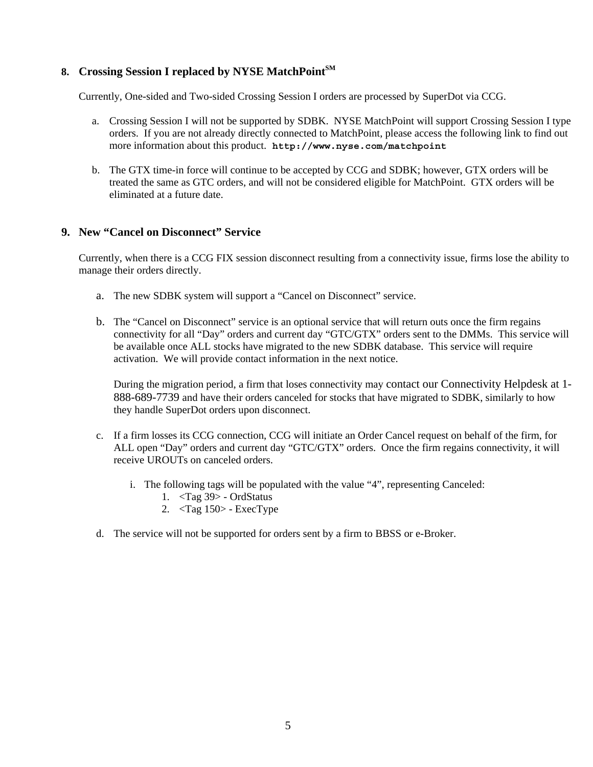## 8. Crossing Session I replaced by NYSE MatchPoint[SM]

Currently, One-sided and Two-sided Crossing Session I orders are processed by SuperDot via CCG.

a. Crossing Session I will not be supported by SDBK. NYSE MatchPoint will support Crossing Session I type orders. If you are not already directly connected to MatchPoint, please access the following link to find out more information about this product. **http://www.nyse.com/matchpoint**

b. The GTX time-in force will continue to be accepted by CCG and SDBK; however, GTX orders will be treated the same as GTC orders, and will not be considered eligible for MatchPoint. GTX orders will be eliminated at a future date.

## 9. New "Cancel on Disconnect" Service

Currently, when there is a CCG FIX session disconnect resulting from a connectivity issue, firms lose the ability to manage their orders directly.

a. The new SDBK system will support a "Cancel on Disconnect" service.

b. The "Cancel on Disconnect" service is an optional service that will return outs once the firm regains connectivity for all "Day" orders and current day "GTC/GTX" orders sent to the DMMs. This service will be available once ALL stocks have migrated to the new SDBK database. This service will require activation. We will provide contact information in the next notice.

   During the migration period, a firm that loses connectivity may contact our Connectivity Helpdesk at 1-888-689-7739 and have their orders canceled for stocks that have migrated to SDBK, similarly to how they handle SuperDot orders upon disconnect.

c. If a firm losses its CCG connection, CCG will initiate an Order Cancel request on behalf of the firm, for ALL open "Day" orders and current day "GTC/GTX" orders. Once the firm regains connectivity, it will receive UROUTs on canceled orders.

   i. The following tags will be populated with the value "4", representing Canceled:
      1. <Tag 39> - OrdStatus
      2. <Tag 150> - ExecType

d. The service will not be supported for orders sent by a firm to BBSS or e-Broker.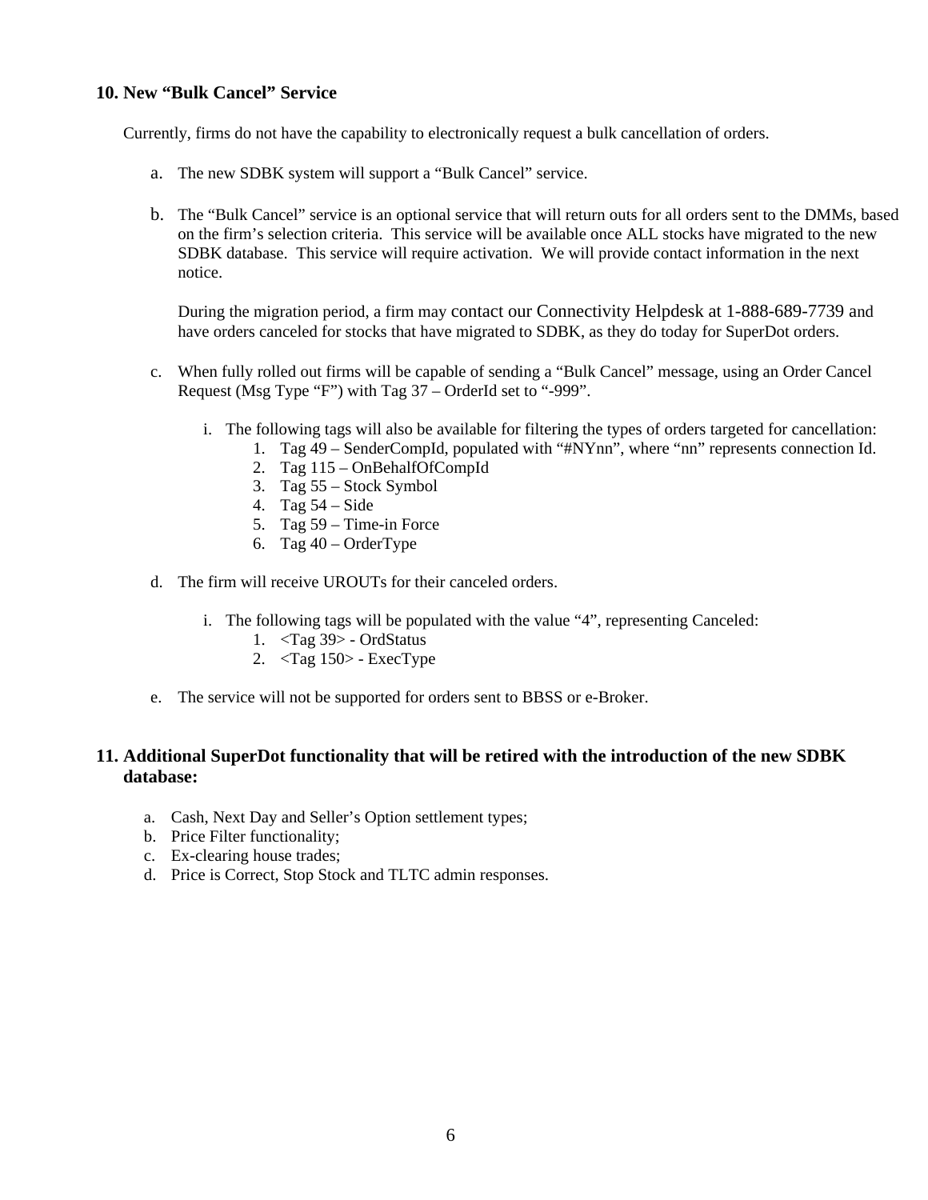## 10. New "Bulk Cancel" Service

Currently, firms do not have the capability to electronically request a bulk cancellation of orders.

a. The new SDBK system will support a "Bulk Cancel" service.

b. The "Bulk Cancel" service is an optional service that will return outs for all orders sent to the DMMs, based on the firm's selection criteria. This service will be available once ALL stocks have migrated to the new SDBK database. This service will require activation. We will provide contact information in the next notice.

   During the migration period, a firm may contact our Connectivity Helpdesk at 1-888-689-7739 and have orders canceled for stocks that have migrated to SDBK, as they do today for SuperDot orders.

c. When fully rolled out firms will be capable of sending a "Bulk Cancel" message, using an Order Cancel Request (Msg Type "F") with Tag 37 – OrderId set to "-999".

   i. The following tags will also be available for filtering the types of orders targeted for cancellation:
      1. Tag 49 – SenderCompId, populated with "#NYnn", where "nn" represents connection Id.
      2. Tag 115 – OnBehalfOfCompId
      3. Tag 55 – Stock Symbol
      4. Tag 54 – Side
      5. Tag 59 – Time-in Force
      6. Tag 40 – OrderType

d. The firm will receive UROUTs for their canceled orders.

   i. The following tags will be populated with the value "4", representing Canceled:
      1. <Tag 39> - OrdStatus
      2. <Tag 150> - ExecType

e. The service will not be supported for orders sent to BBSS or e-Broker.

## 11. Additional SuperDot functionality that will be retired with the introduction of the new SDBK database:

a. Cash, Next Day and Seller's Option settlement types;
b. Price Filter functionality;
c. Ex-clearing house trades;
d. Price is Correct, Stop Stock and TLTC admin responses.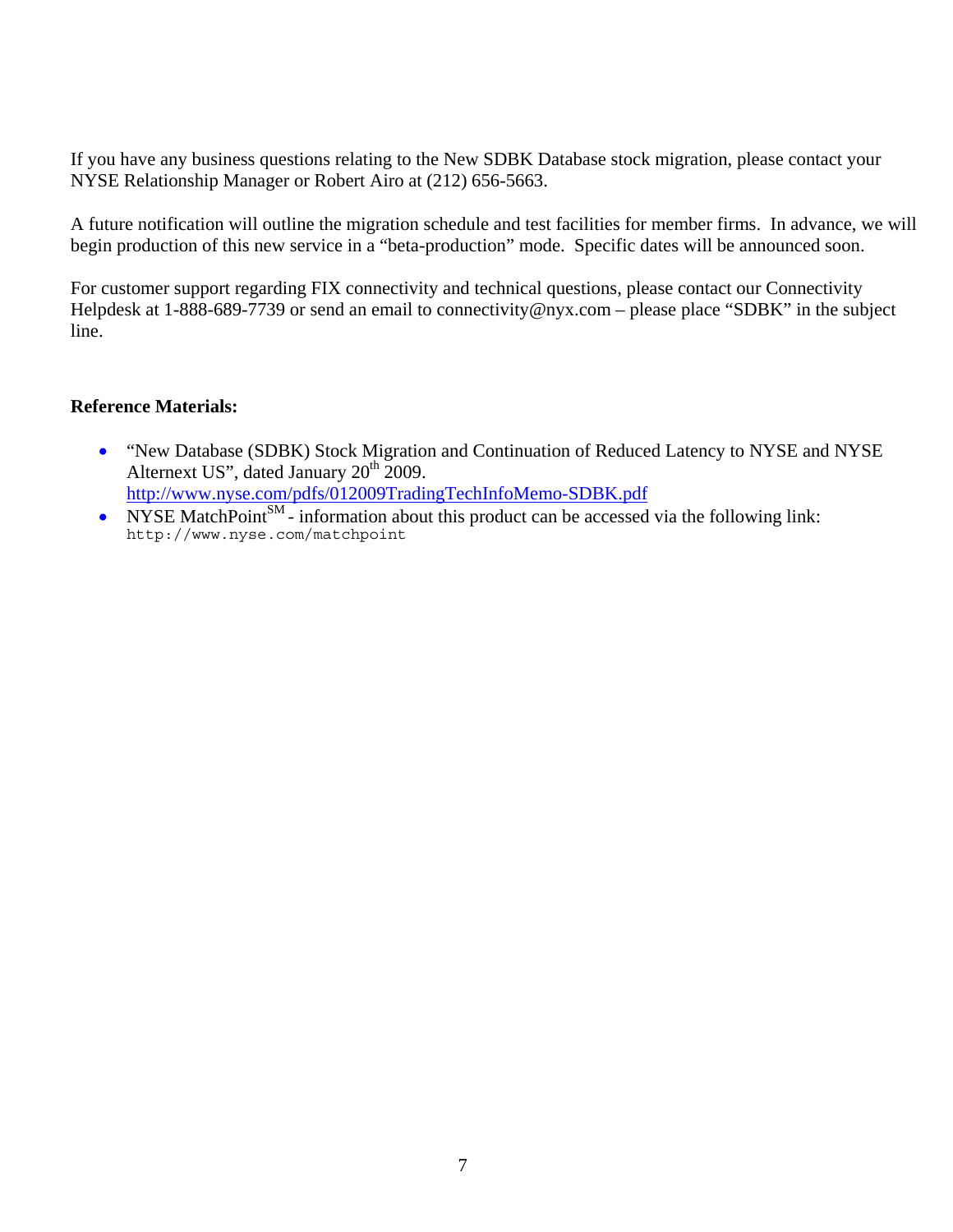If you have any business questions relating to the New SDBK Database stock migration, please contact your NYSE Relationship Manager or Robert Airo at (212) 656-5663.

A future notification will outline the migration schedule and test facilities for member firms. In advance, we will begin production of this new service in a "beta-production" mode. Specific dates will be announced soon.

For customer support regarding FIX connectivity and technical questions, please contact our Connectivity Helpdesk at 1-888-689-7739 or send an email to connectivity@nyx.com – please place "SDBK" in the subject line.

**Reference Materials:**

- "New Database (SDBK) Stock Migration and Continuation of Reduced Latency to NYSE and NYSE Alternext US", dated January 20th 2009. http://www.nyse.com/pdfs/012009TradingTechInfoMemo-SDBK.pdf
- NYSE MatchPoint℠ - information about this product can be accessed via the following link: `http://www.nyse.com/matchpoint`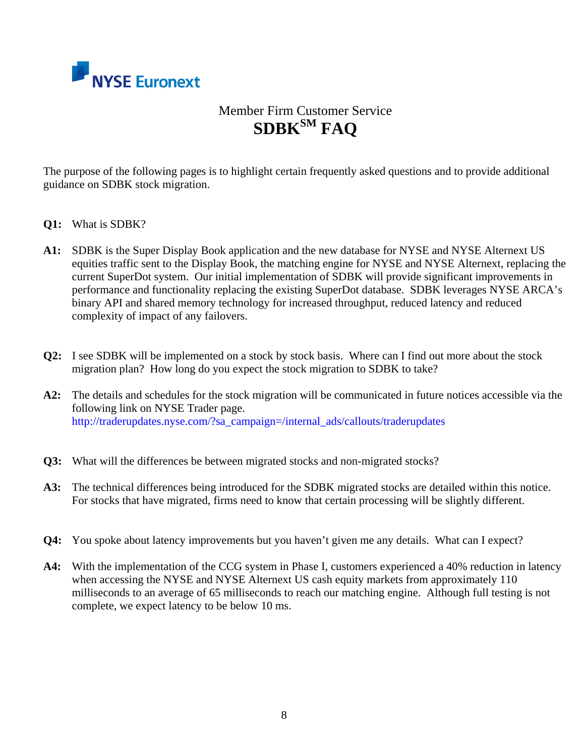NYSE Euronext

## Member Firm Customer Service
# SDBK[SM] FAQ

The purpose of the following pages is to highlight certain frequently asked questions and to provide additional guidance on SDBK stock migration.

**Q1:** What is SDBK?

**A1:** SDBK is the Super Display Book application and the new database for NYSE and NYSE Alternext US equities traffic sent to the Display Book, the matching engine for NYSE and NYSE Alternext, replacing the current SuperDot system. Our initial implementation of SDBK will provide significant improvements in performance and functionality replacing the existing SuperDot database. SDBK leverages NYSE ARCA's binary API and shared memory technology for increased throughput, reduced latency and reduced complexity of impact of any failovers.

**Q2:** I see SDBK will be implemented on a stock by stock basis. Where can I find out more about the stock migration plan? How long do you expect the stock migration to SDBK to take?

**A2:** The details and schedules for the stock migration will be communicated in future notices accessible via the following link on NYSE Trader page.
http://traderupdates.nyse.com/?sa_campaign=/internal_ads/callouts/traderupdates

**Q3:** What will the differences be between migrated stocks and non-migrated stocks?

**A3:** The technical differences being introduced for the SDBK migrated stocks are detailed within this notice. For stocks that have migrated, firms need to know that certain processing will be slightly different.

**Q4:** You spoke about latency improvements but you haven't given me any details. What can I expect?

**A4:** With the implementation of the CCG system in Phase I, customers experienced a 40% reduction in latency when accessing the NYSE and NYSE Alternext US cash equity markets from approximately 110 milliseconds to an average of 65 milliseconds to reach our matching engine. Although full testing is not complete, we expect latency to be below 10 ms.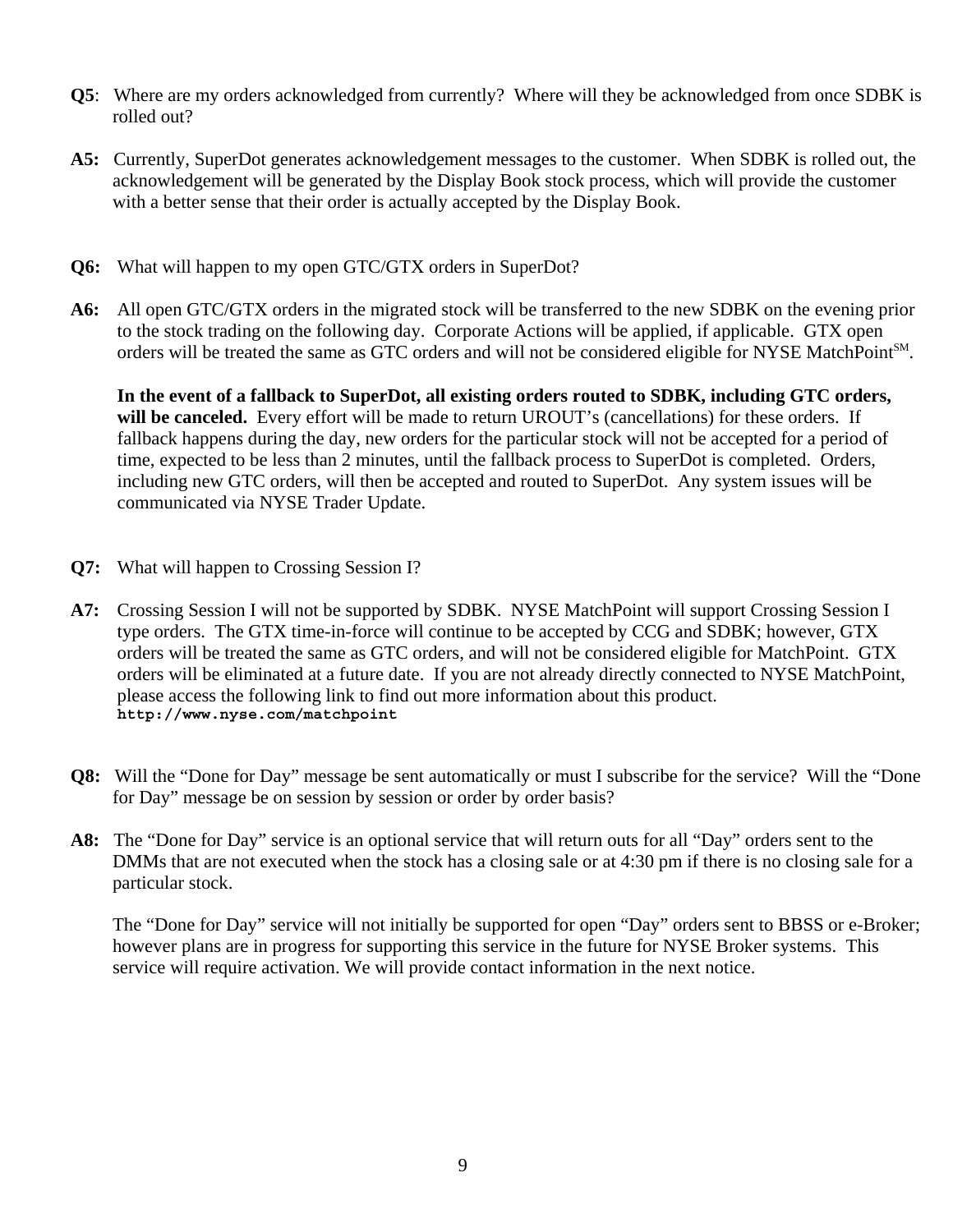**Q5**: Where are my orders acknowledged from currently? Where will they be acknowledged from once SDBK is rolled out?

**A5:** Currently, SuperDot generates acknowledgement messages to the customer. When SDBK is rolled out, the acknowledgement will be generated by the Display Book stock process, which will provide the customer with a better sense that their order is actually accepted by the Display Book.

**Q6:** What will happen to my open GTC/GTX orders in SuperDot?

**A6:** All open GTC/GTX orders in the migrated stock will be transferred to the new SDBK on the evening prior to the stock trading on the following day. Corporate Actions will be applied, if applicable. GTX open orders will be treated the same as GTC orders and will not be considered eligible for NYSE MatchPoint[SM].

**In the event of a fallback to SuperDot, all existing orders routed to SDBK, including GTC orders, will be canceled.** Every effort will be made to return UROUT's (cancellations) for these orders. If fallback happens during the day, new orders for the particular stock will not be accepted for a period of time, expected to be less than 2 minutes, until the fallback process to SuperDot is completed. Orders, including new GTC orders, will then be accepted and routed to SuperDot. Any system issues will be communicated via NYSE Trader Update.

**Q7:** What will happen to Crossing Session I?

**A7:** Crossing Session I will not be supported by SDBK. NYSE MatchPoint will support Crossing Session I type orders. The GTX time-in-force will continue to be accepted by CCG and SDBK; however, GTX orders will be treated the same as GTC orders, and will not be considered eligible for MatchPoint. GTX orders will be eliminated at a future date. If you are not already directly connected to NYSE MatchPoint, please access the following link to find out more information about this product.
**http://www.nyse.com/matchpoint**

**Q8:** Will the "Done for Day" message be sent automatically or must I subscribe for the service? Will the "Done for Day" message be on session by session or order by order basis?

**A8:** The "Done for Day" service is an optional service that will return outs for all "Day" orders sent to the DMMs that are not executed when the stock has a closing sale or at 4:30 pm if there is no closing sale for a particular stock.

The "Done for Day" service will not initially be supported for open "Day" orders sent to BBSS or e-Broker; however plans are in progress for supporting this service in the future for NYSE Broker systems. This service will require activation. We will provide contact information in the next notice.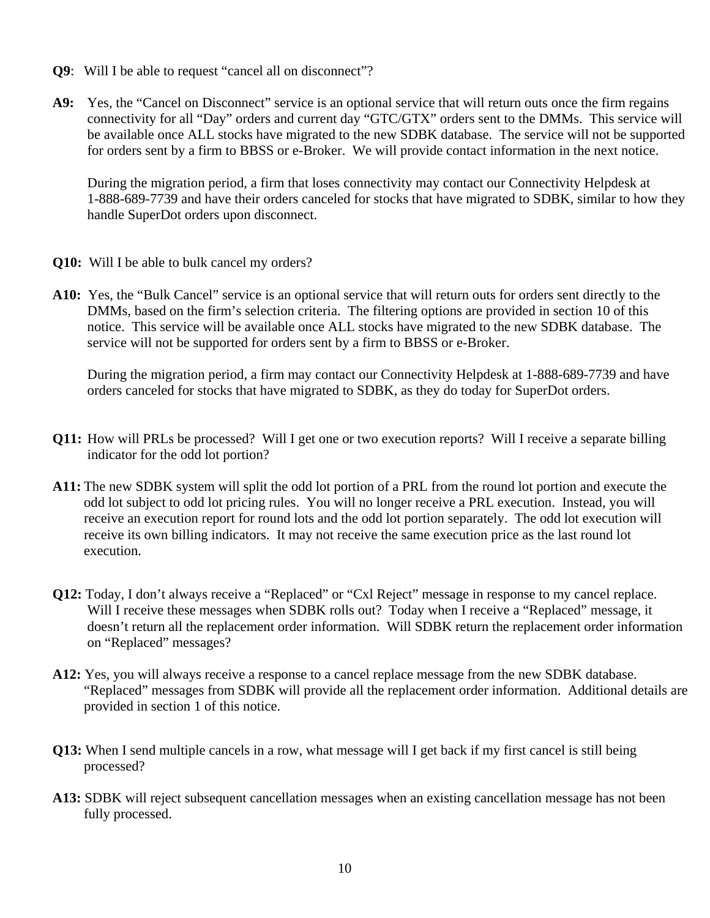**Q9**: Will I be able to request "cancel all on disconnect"?

**A9:** Yes, the "Cancel on Disconnect" service is an optional service that will return outs once the firm regains connectivity for all "Day" orders and current day "GTC/GTX" orders sent to the DMMs. This service will be available once ALL stocks have migrated to the new SDBK database. The service will not be supported for orders sent by a firm to BBSS or e-Broker. We will provide contact information in the next notice.

During the migration period, a firm that loses connectivity may contact our Connectivity Helpdesk at 1-888-689-7739 and have their orders canceled for stocks that have migrated to SDBK, similar to how they handle SuperDot orders upon disconnect.

**Q10:** Will I be able to bulk cancel my orders?

**A10:** Yes, the "Bulk Cancel" service is an optional service that will return outs for orders sent directly to the DMMs, based on the firm's selection criteria. The filtering options are provided in section 10 of this notice. This service will be available once ALL stocks have migrated to the new SDBK database. The service will not be supported for orders sent by a firm to BBSS or e-Broker.

During the migration period, a firm may contact our Connectivity Helpdesk at 1-888-689-7739 and have orders canceled for stocks that have migrated to SDBK, as they do today for SuperDot orders.

**Q11:** How will PRLs be processed? Will I get one or two execution reports? Will I receive a separate billing indicator for the odd lot portion?

**A11:** The new SDBK system will split the odd lot portion of a PRL from the round lot portion and execute the odd lot subject to odd lot pricing rules. You will no longer receive a PRL execution. Instead, you will receive an execution report for round lots and the odd lot portion separately. The odd lot execution will receive its own billing indicators. It may not receive the same execution price as the last round lot execution.

**Q12:** Today, I don't always receive a "Replaced" or "Cxl Reject" message in response to my cancel replace. Will I receive these messages when SDBK rolls out? Today when I receive a "Replaced" message, it doesn't return all the replacement order information. Will SDBK return the replacement order information on "Replaced" messages?

**A12:** Yes, you will always receive a response to a cancel replace message from the new SDBK database. "Replaced" messages from SDBK will provide all the replacement order information. Additional details are provided in section 1 of this notice.

**Q13:** When I send multiple cancels in a row, what message will I get back if my first cancel is still being processed?

**A13:** SDBK will reject subsequent cancellation messages when an existing cancellation message has not been fully processed.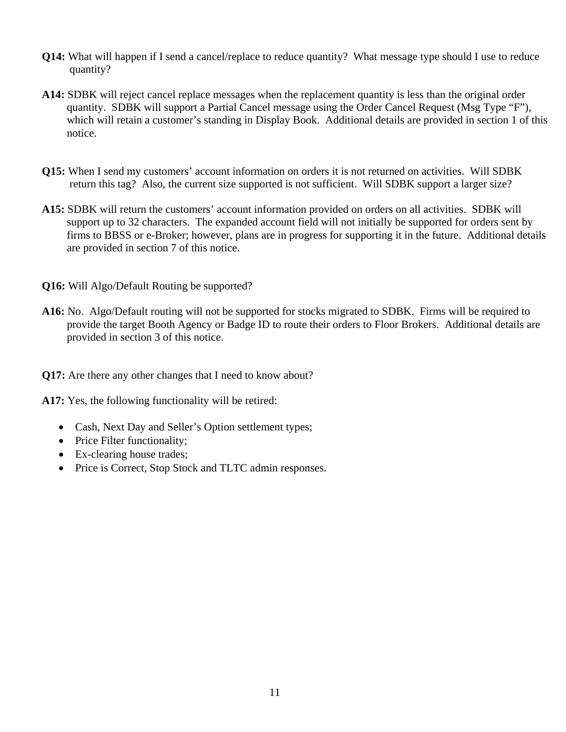**Q14:** What will happen if I send a cancel/replace to reduce quantity? What message type should I use to reduce quantity?

**A14:** SDBK will reject cancel replace messages when the replacement quantity is less than the original order quantity. SDBK will support a Partial Cancel message using the Order Cancel Request (Msg Type "F"), which will retain a customer's standing in Display Book. Additional details are provided in section 1 of this notice.

**Q15:** When I send my customers' account information on orders it is not returned on activities. Will SDBK return this tag? Also, the current size supported is not sufficient. Will SDBK support a larger size?

**A15:** SDBK will return the customers' account information provided on orders on all activities. SDBK will support up to 32 characters. The expanded account field will not initially be supported for orders sent by firms to BBSS or e-Broker; however, plans are in progress for supporting it in the future. Additional details are provided in section 7 of this notice.

**Q16:** Will Algo/Default Routing be supported?

**A16:** No. Algo/Default routing will not be supported for stocks migrated to SDBK. Firms will be required to provide the target Booth Agency or Badge ID to route their orders to Floor Brokers. Additional details are provided in section 3 of this notice.

**Q17:** Are there any other changes that I need to know about?

**A17:** Yes, the following functionality will be retired:

- Cash, Next Day and Seller's Option settlement types;
- Price Filter functionality;
- Ex-clearing house trades;
- Price is Correct, Stop Stock and TLTC admin responses.